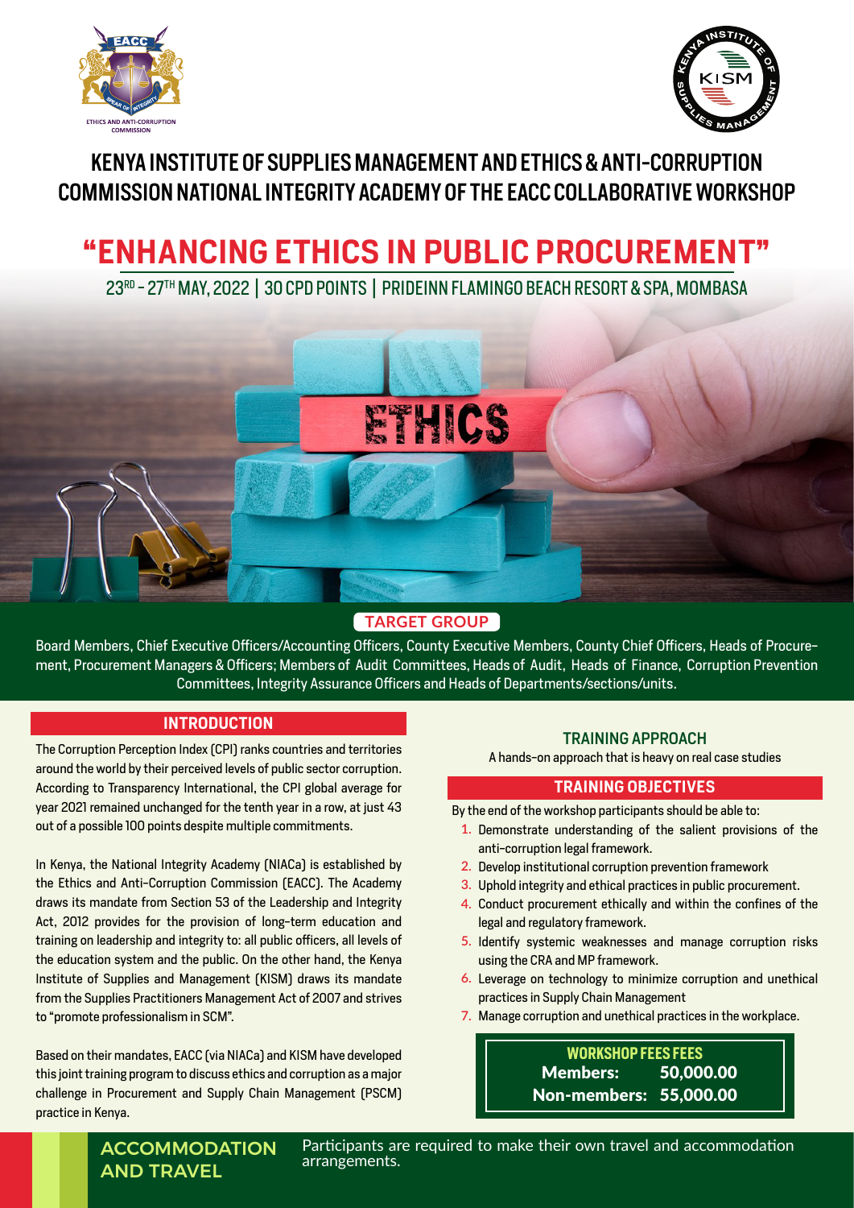# KENYA INSTITUTE OF SUPPLIES MANAGEMENT AND ETHICS & ANTI-CORRUPTION COMMISSION NATIONAL INTEGRITY ACADEMY OF THE EACC COLLABORATIVE WORKSHOP

# "ENHANCING ETHICS IN PUBLIC PROCUREMENT"

23RD – 27TH MAY, 2022 | 30 CPD POINTS | PRIDEINN FLAMINGO BEACH RESORT & SPA, MOMBASA

## TARGET GROUP

Board Members, Chief Executive Officers/Accounting Officers, County Executive Members, County Chief Officers, Heads of Procurement, Procurement Managers & Officers; Members of Audit Committees, Heads of Audit, Heads of Finance, Corruption Prevention Committees, Integrity Assurance Officers and Heads of Departments/sections/units.

## INTRODUCTION

The Corruption Perception Index (CPI) ranks countries and territories around the world by their perceived levels of public sector corruption. According to Transparency International, the CPI global average for year 2021 remained unchanged for the tenth year in a row, at just 43 out of a possible 100 points despite multiple commitments.

In Kenya, the National Integrity Academy (NIACa) is established by the Ethics and Anti-Corruption Commission (EACC). The Academy draws its mandate from Section 53 of the Leadership and Integrity Act, 2012 provides for the provision of long-term education and training on leadership and integrity to: all public officers, all levels of the education system and the public. On the other hand, the Kenya Institute of Supplies and Management (KISM) draws its mandate from the Supplies Practitioners Management Act of 2007 and strives to "promote professionalism in SCM".

Based on their mandates, EACC (via NIACa) and KISM have developed this joint training program to discuss ethics and corruption as a major challenge in Procurement and Supply Chain Management (PSCM) practice in Kenya.

## TRAINING APPROACH

A hands-on approach that is heavy on real case studies

## TRAINING OBJECTIVES

By the end of the workshop participants should be able to:

1. Demonstrate understanding of the salient provisions of the anti-corruption legal framework.
2. Develop institutional corruption prevention framework
3. Uphold integrity and ethical practices in public procurement.
4. Conduct procurement ethically and within the confines of the legal and regulatory framework.
5. Identify systemic weaknesses and manage corruption risks using the CRA and MP framework.
6. Leverage on technology to minimize corruption and unethical practices in Supply Chain Management
7. Manage corruption and unethical practices in the workplace.

**WORKSHOP FEES FEES**

| | |
|---|---|
| **Members:** | **50,000.00** |
| **Non-members:** | **55,000.00** |

## ACCOMMODATION AND TRAVEL

Participants are required to make their own travel and accommodation arrangements.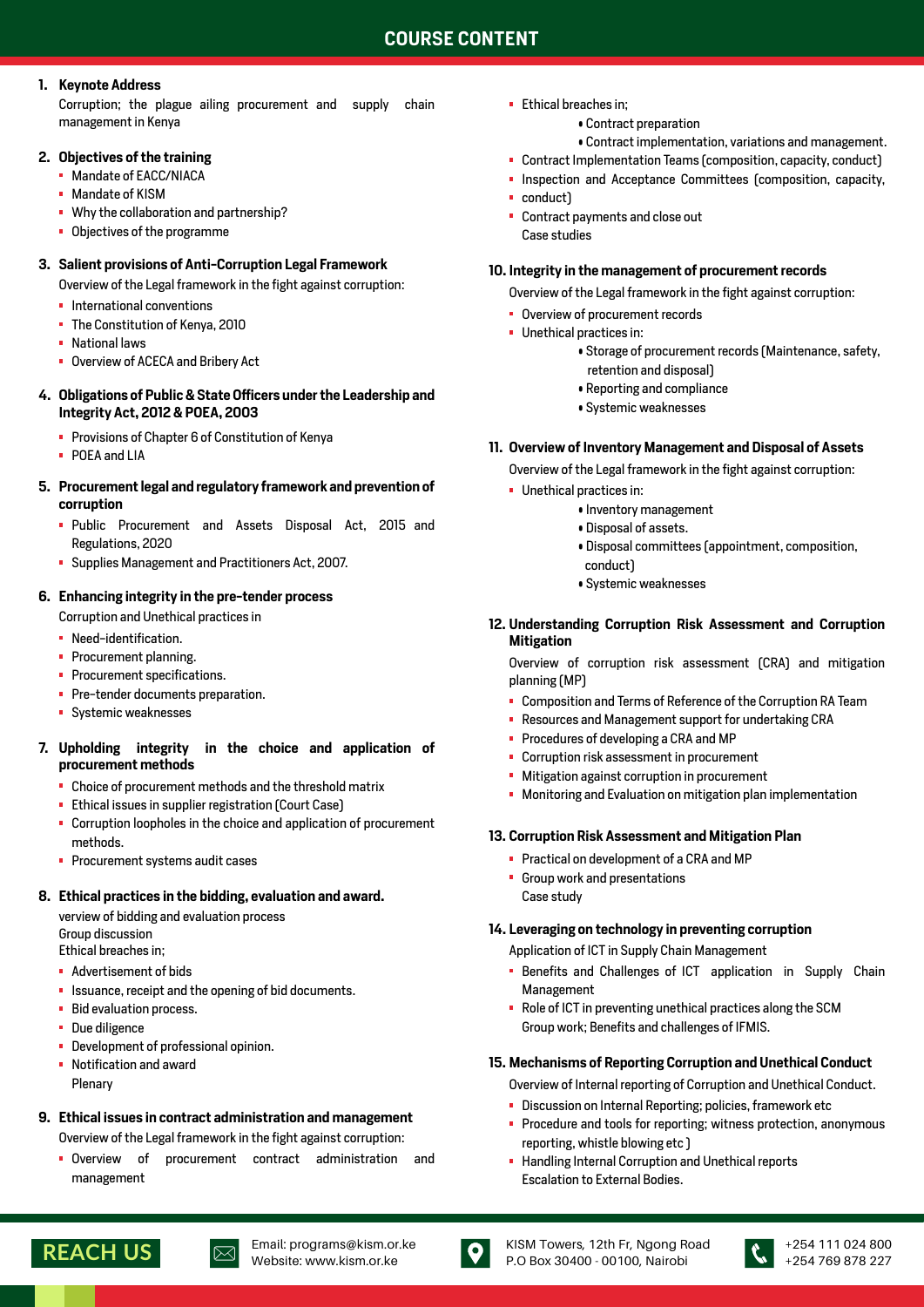# COURSE CONTENT

1. **Keynote Address**
   Corruption; the plague ailing procurement and supply chain management in Kenya

2. **Objectives of the training**
   - Mandate of EACC/NIACA
   - Mandate of KISM
   - Why the collaboration and partnership?
   - Objectives of the programme

3. **Salient provisions of Anti-Corruption Legal Framework**
   Overview of the Legal framework in the fight against corruption:
   - International conventions
   - The Constitution of Kenya, 2010
   - National laws
   - Overview of ACECA and Bribery Act

4. **Obligations of Public & State Officers under the Leadership and Integrity Act, 2012 & POEA, 2003**
   - Provisions of Chapter 6 of Constitution of Kenya
   - POEA and LIA

5. **Procurement legal and regulatory framework and prevention of corruption**
   - Public Procurement and Assets Disposal Act, 2015 and Regulations, 2020
   - Supplies Management and Practitioners Act, 2007.

6. **Enhancing integrity in the pre-tender process**
   Corruption and Unethical practices in
   - Need-identification.
   - Procurement planning.
   - Procurement specifications.
   - Pre-tender documents preparation.
   - Systemic weaknesses

7. **Upholding integrity in the choice and application of procurement methods**
   - Choice of procurement methods and the threshold matrix
   - Ethical issues in supplier registration (Court Case)
   - Corruption loopholes in the choice and application of procurement methods.
   - Procurement systems audit cases

8. **Ethical practices in the bidding, evaluation and award.**
   verview of bidding and evaluation process
   Group discussion
   Ethical breaches in;
   - Advertisement of bids
   - Issuance, receipt and the opening of bid documents.
   - Bid evaluation process.
   - Due diligence
   - Development of professional opinion.
   - Notification and award
     Plenary

9. **Ethical issues in contract administration and management**
   Overview of the Legal framework in the fight against corruption:
   - Overview of procurement contract administration and management
   - Ethical breaches in;
     - Contract preparation
     - Contract implementation, variations and management.
   - Contract Implementation Teams (composition, capacity, conduct)
   - Inspection and Acceptance Committees (composition, capacity,
   - conduct)
   - Contract payments and close out
     Case studies

10. **Integrity in the management of procurement records**
    Overview of the Legal framework in the fight against corruption:
    - Overview of procurement records
    - Unethical practices in:
      - Storage of procurement records (Maintenance, safety, retention and disposal)
      - Reporting and compliance
      - Systemic weaknesses

11. **Overview of Inventory Management and Disposal of Assets**
    Overview of the Legal framework in the fight against corruption:
    - Unethical practices in:
      - Inventory management
      - Disposal of assets.
      - Disposal committees (appointment, composition, conduct)
      - Systemic weaknesses

12. **Understanding Corruption Risk Assessment and Corruption Mitigation**
    Overview of corruption risk assessment (CRA) and mitigation planning (MP)
    - Composition and Terms of Reference of the Corruption RA Team
    - Resources and Management support for undertaking CRA
    - Procedures of developing a CRA and MP
    - Corruption risk assessment in procurement
    - Mitigation against corruption in procurement
    - Monitoring and Evaluation on mitigation plan implementation

13. **Corruption Risk Assessment and Mitigation Plan**
    - Practical on development of a CRA and MP
    - Group work and presentations
      Case study

14. **Leveraging on technology in preventing corruption**
    Application of ICT in Supply Chain Management
    - Benefits and Challenges of ICT application in Supply Chain Management
    - Role of ICT in preventing unethical practices along the SCM
      Group work; Benefits and challenges of IFMIS.

15. **Mechanisms of Reporting Corruption and Unethical Conduct**
    Overview of Internal reporting of Corruption and Unethical Conduct.
    - Discussion on Internal Reporting; policies, framework etc
    - Procedure and tools for reporting; witness protection, anonymous reporting, whistle blowing etc )
    - Handling Internal Corruption and Unethical reports
      Escalation to External Bodies.

**REACH US**

Email: programs@kism.or.ke
Website: www.kism.or.ke

KISM Towers, 12th Fr, Ngong Road
P.O Box 30400 - 00100, Nairobi

+254 111 024 800
+254 769 878 227